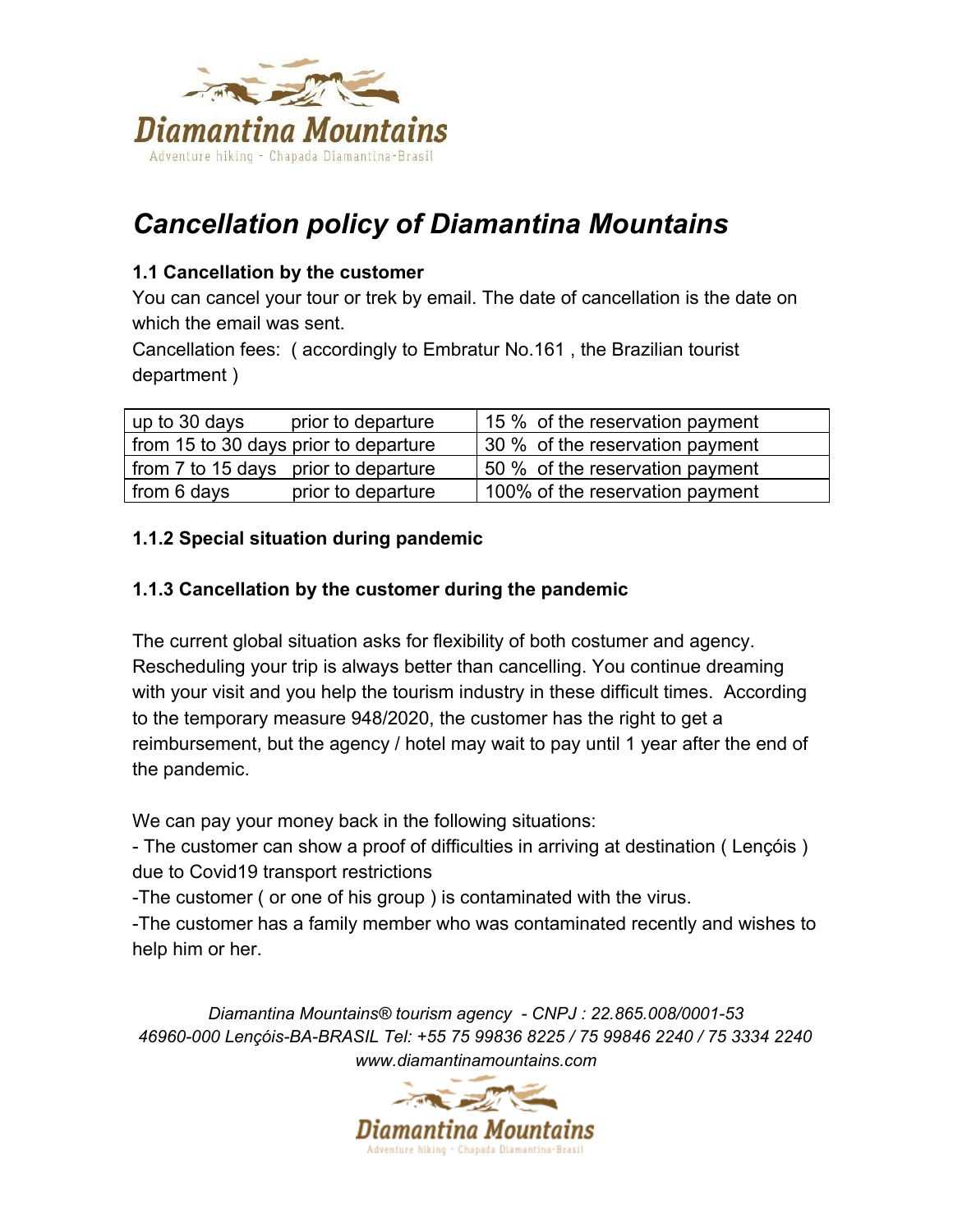# *Cancellation policy of Diamantina Mountains*

### 1.1 Cancellation by the customer

You can cancel your tour or trek by email. The date of cancellation is the date on which the email was sent.

Cancellation fees: ( accordingly to Embratur No.161 , the Brazilian tourist department )

| up to 30 days prior to departure | 15 % of the reservation payment |
|---|---|
| from 15 to 30 days prior to departure | 30 % of the reservation payment |
| from 7 to 15 days prior to departure | 50 % of the reservation payment |
| from 6 days prior to departure | 100% of the reservation payment |

### 1.1.2 Special situation during pandemic

### 1.1.3 Cancellation by the customer during the pandemic

The current global situation asks for flexibility of both costumer and agency. Rescheduling your trip is always better than cancelling. You continue dreaming with your visit and you help the tourism industry in these difficult times. According to the temporary measure 948/2020, the customer has the right to get a reimbursement, but the agency / hotel may wait to pay until 1 year after the end of the pandemic.

We can pay your money back in the following situations:

- The customer can show a proof of difficulties in arriving at destination ( Lençóis ) due to Covid19 transport restrictions
- The customer ( or one of his group ) is contaminated with the virus.
- The customer has a family member who was contaminated recently and wishes to help him or her.

*Diamantina Mountains® tourism agency - CNPJ : 22.865.008/0001-53*
*46960-000 Lençóis-BA-BRASIL Tel: +55 75 99836 8225 / 75 99846 2240 / 75 3334 2240*
*www.diamantinamountains.com*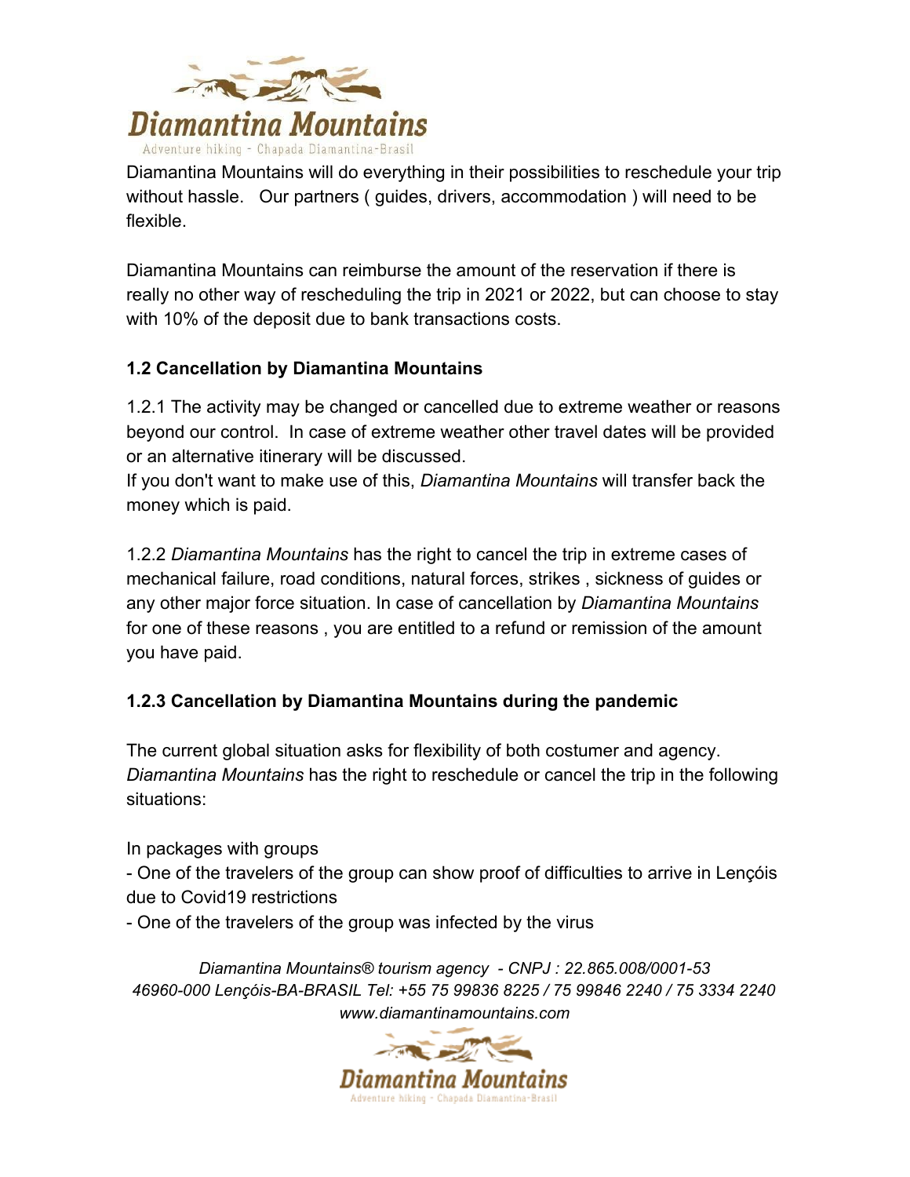Diamantina Mountains will do everything in their possibilities to reschedule your trip without hassle. Our partners ( guides, drivers, accommodation ) will need to be flexible.

Diamantina Mountains can reimburse the amount of the reservation if there is really no other way of rescheduling the trip in 2021 or 2022, but can choose to stay with 10% of the deposit due to bank transactions costs.

### 1.2 Cancellation by Diamantina Mountains

1.2.1 The activity may be changed or cancelled due to extreme weather or reasons beyond our control. In case of extreme weather other travel dates will be provided or an alternative itinerary will be discussed.
If you don't want to make use of this, *Diamantina Mountains* will transfer back the money which is paid.

1.2.2 *Diamantina Mountains* has the right to cancel the trip in extreme cases of mechanical failure, road conditions, natural forces, strikes , sickness of guides or any other major force situation. In case of cancellation by *Diamantina Mountains* for one of these reasons , you are entitled to a refund or remission of the amount you have paid.

### 1.2.3 Cancellation by Diamantina Mountains during the pandemic

The current global situation asks for flexibility of both costumer and agency. *Diamantina Mountains* has the right to reschedule or cancel the trip in the following situations:

In packages with groups
- One of the travelers of the group can show proof of difficulties to arrive in Lençóis due to Covid19 restrictions
- One of the travelers of the group was infected by the virus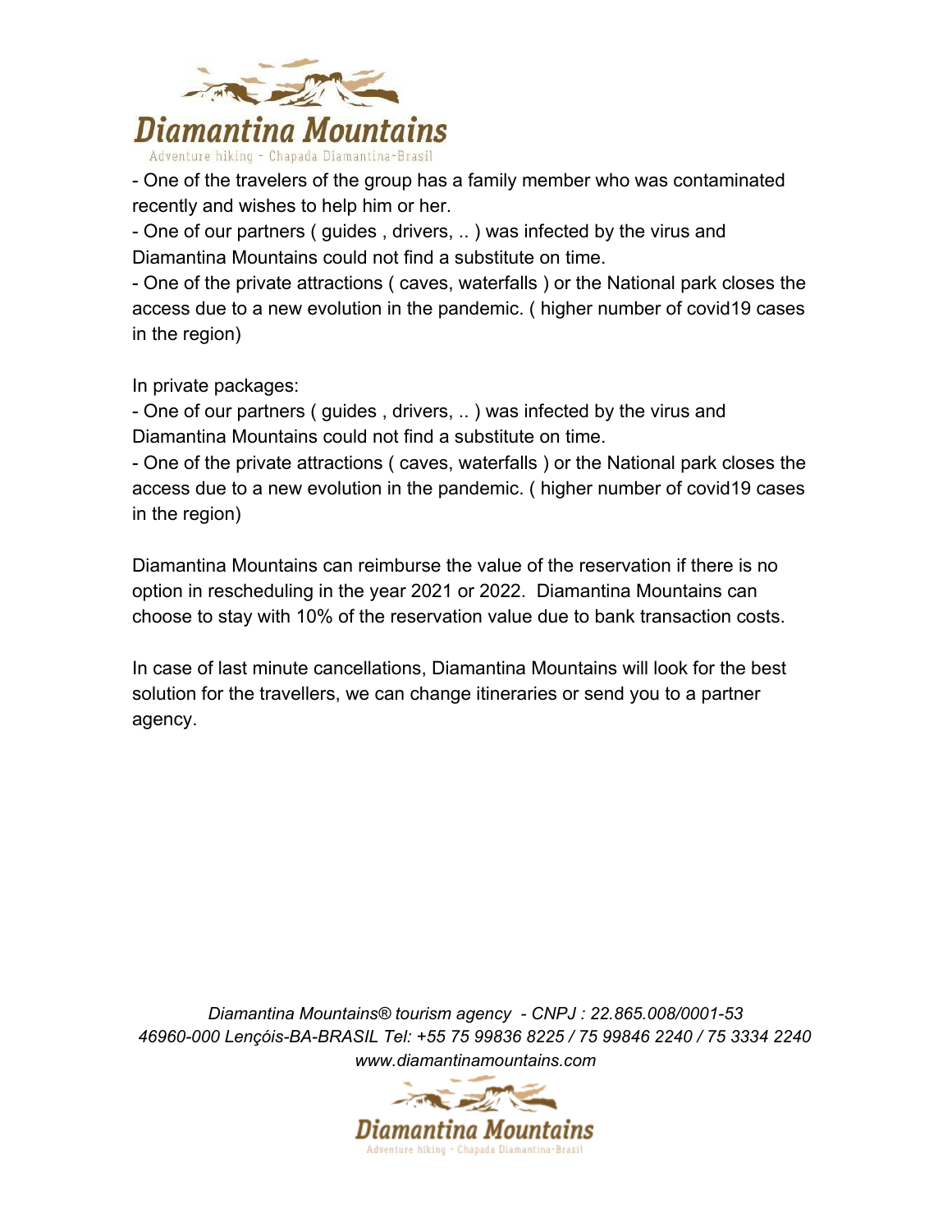- One of the travelers of the group has a family member who was contaminated recently and wishes to help him or her.
- One of our partners ( guides , drivers, .. ) was infected by the virus and Diamantina Mountains could not find a substitute on time.
- One of the private attractions ( caves, waterfalls ) or the National park closes the access due to a new evolution in the pandemic. ( higher number of covid19 cases in the region)

In private packages:

- One of our partners ( guides , drivers, .. ) was infected by the virus and Diamantina Mountains could not find a substitute on time.
- One of the private attractions ( caves, waterfalls ) or the National park closes the access due to a new evolution in the pandemic. ( higher number of covid19 cases in the region)

Diamantina Mountains can reimburse the value of the reservation if there is no option in rescheduling in the year 2021 or 2022. Diamantina Mountains can choose to stay with 10% of the reservation value due to bank transaction costs.

In case of last minute cancellations, Diamantina Mountains will look for the best solution for the travellers, we can change itineraries or send you to a partner agency.